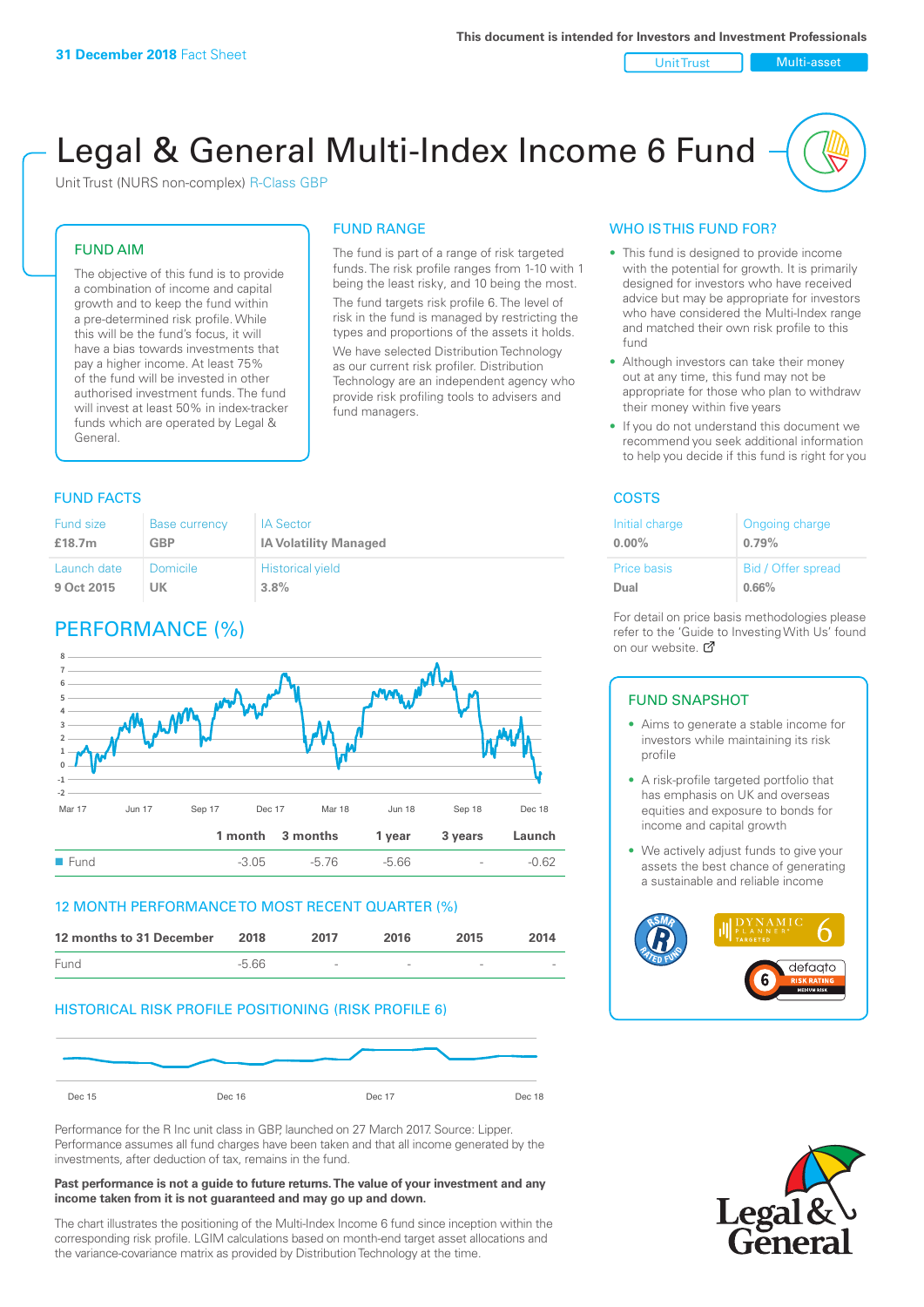31 December 2018 Fact Sheet

This document is intended for Investors and Investment Professionals

Unit Trust | Multi-asset

# Legal & General Multi-Index Income 6 Fund

Unit Trust (NURS non-complex) R-Class GBP

## FUND AIM

The objective of this fund is to provide a combination of income and capital growth and to keep the fund within a pre-determined risk profile. While this will be the fund's focus, it will have a bias towards investments that pay a higher income. At least 75% of the fund will be invested in other authorised investment funds. The fund will invest at least 50% in index-tracker funds which are operated by Legal & General.

## FUND RANGE

The fund is part of a range of risk targeted funds. The risk profile ranges from 1-10 with 1 being the least risky, and 10 being the most.

The fund targets risk profile 6. The level of risk in the fund is managed by restricting the types and proportions of the assets it holds.

We have selected Distribution Technology as our current risk profiler. Distribution Technology are an independent agency who provide risk profiling tools to advisers and fund managers.

## WHO IS THIS FUND FOR?

- This fund is designed to provide income with the potential for growth. It is primarily designed for investors who have received advice but may be appropriate for investors who have considered the Multi-Index range and matched their own risk profile to this fund
- Although investors can take their money out at any time, this fund may not be appropriate for those who plan to withdraw their money within five years
- If you do not understand this document we recommend you seek additional information to help you decide if this fund is right for you

## FUND FACTS

| Fund size | Base currency | IA Sector |
|---|---|---|
| £18.7m | GBP | IA Volatility Managed |
| Launch date | Domicile | Historical yield |
| 9 Oct 2015 | UK | 3.8% |

## COSTS

| Initial charge | Ongoing charge |
|---|---|
| 0.00% | 0.79% |
| Price basis | Bid / Offer spread |
| Dual | 0.66% |

For detail on price basis methodologies please refer to the 'Guide to Investing With Us' found on our website.

## PERFORMANCE (%)

| | 1 month | 3 months | 1 year | 3 years | Launch |
|---|---|---|---|---|---|
| Fund | -3.05 | -5.76 | -5.66 | - | -0.62 |

## 12 MONTH PERFORMANCE TO MOST RECENT QUARTER (%)

| 12 months to 31 December | 2018 | 2017 | 2016 | 2015 | 2014 |
|---|---|---|---|---|---|
| Fund | -5.66 | - | - | - | - |

## HISTORICAL RISK PROFILE POSITIONING (RISK PROFILE 6)

Performance for the R Inc unit class in GBP, launched on 27 March 2017. Source: Lipper. Performance assumes all fund charges have been taken and that all income generated by the investments, after deduction of tax, remains in the fund.

**Past performance is not a guide to future returns. The value of your investment and any income taken from it is not guaranteed and may go up and down.**

The chart illustrates the positioning of the Multi-Index Income 6 fund since inception within the corresponding risk profile. LGIM calculations based on month-end target asset allocations and the variance-covariance matrix as provided by Distribution Technology at the time.

## FUND SNAPSHOT

- Aims to generate a stable income for investors while maintaining its risk profile
- A risk-profile targeted portfolio that has emphasis on UK and overseas equities and exposure to bonds for income and capital growth
- We actively adjust funds to give your assets the best chance of generating a sustainable and reliable income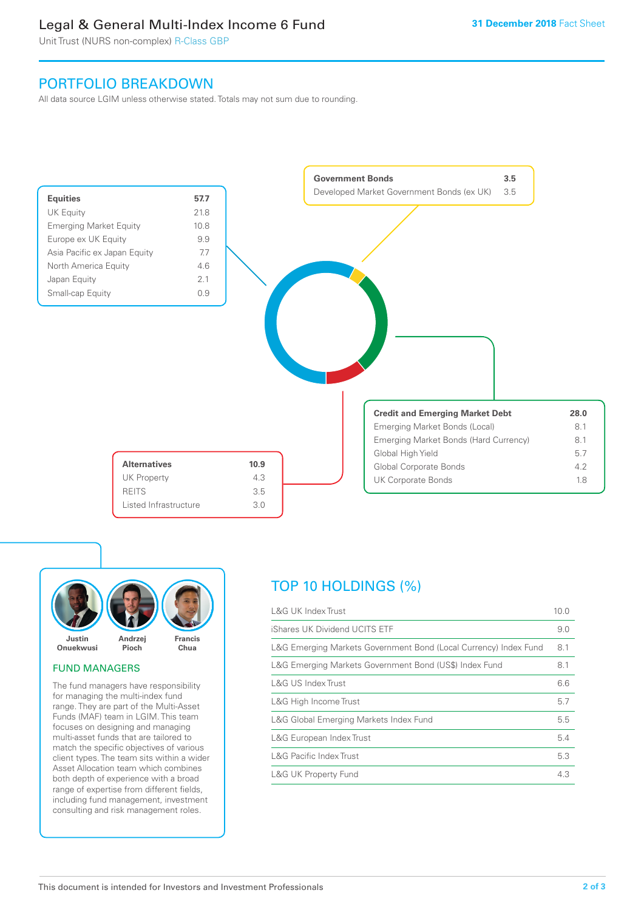# Legal & General Multi-Index Income 6 Fund

Unit Trust (NURS non-complex) R-Class GBP

**31 December 2018** Fact Sheet

## PORTFOLIO BREAKDOWN

All data source LGIM unless otherwise stated. Totals may not sum due to rounding.

| **Equities** | **57.7** |
|---|---|
| UK Equity | 21.8 |
| Emerging Market Equity | 10.8 |
| Europe ex UK Equity | 9.9 |
| Asia Pacific ex Japan Equity | 7.7 |
| North America Equity | 4.6 |
| Japan Equity | 2.1 |
| Small-cap Equity | 0.9 |

| **Government Bonds** | **3.5** |
|---|---|
| Developed Market Government Bonds (ex UK) | 3.5 |

| **Credit and Emerging Market Debt** | **28.0** |
|---|---|
| Emerging Market Bonds (Local) | 8.1 |
| Emerging Market Bonds (Hard Currency) | 8.1 |
| Global High Yield | 5.7 |
| Global Corporate Bonds | 4.2 |
| UK Corporate Bonds | 1.8 |

| **Alternatives** | **10.9** |
|---|---|
| UK Property | 4.3 |
| REITS | 3.5 |
| Listed Infrastructure | 3.0 |

**Justin Onuekwusi** **Andrzej Pioch** **Francis Chua**

### FUND MANAGERS

The fund managers have responsibility for managing the multi-index fund range. They are part of the Multi-Asset Funds (MAF) team in LGIM. This team focuses on designing and managing multi-asset funds that are tailored to match the specific objectives of various client types. The team sits within a wider Asset Allocation team which combines both depth of experience with a broad range of expertise from different fields, including fund management, investment consulting and risk management roles.

## TOP 10 HOLDINGS (%)

| Holding | % |
|---|---|
| L&G UK Index Trust | 10.0 |
| iShares UK Dividend UCITS ETF | 9.0 |
| L&G Emerging Markets Government Bond (Local Currency) Index Fund | 8.1 |
| L&G Emerging Markets Government Bond (US$) Index Fund | 8.1 |
| L&G US Index Trust | 6.6 |
| L&G High Income Trust | 5.7 |
| L&G Global Emerging Markets Index Fund | 5.5 |
| L&G European Index Trust | 5.4 |
| L&G Pacific Index Trust | 5.3 |
| L&G UK Property Fund | 4.3 |

This document is intended for Investors and Investment Professionals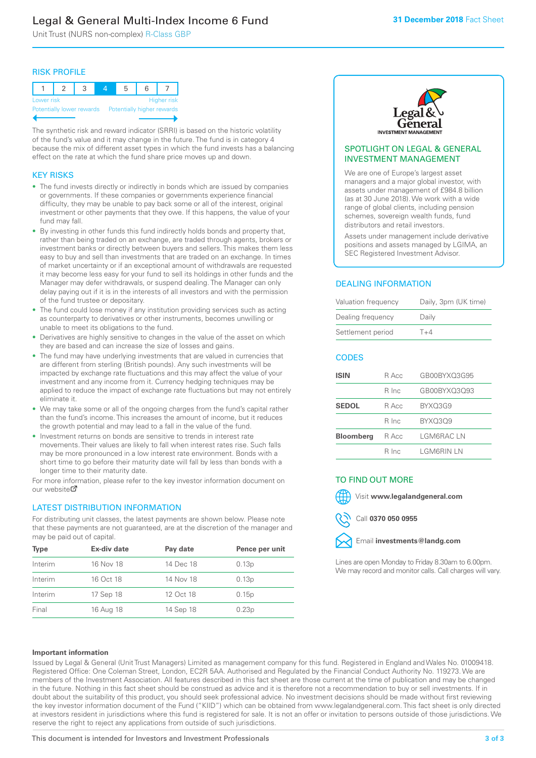# Legal & General Multi-Index Income 6 Fund

Unit Trust (NURS non-complex) R-Class GBP

**31 December 2018** Fact Sheet

## RISK PROFILE

| 1 | 2 | 3 | 4 | 5 | 6 | 7 |
|---|---|---|---|---|---|---|

Lower risk — Higher risk

Potentially lower rewards — Potentially higher rewards

The synthetic risk and reward indicator (SRRI) is based on the historic volatility of the fund's value and it may change in the future. The fund is in category 4 because the mix of different asset types in which the fund invests has a balancing effect on the rate at which the fund share price moves up and down.

## KEY RISKS

- The fund invests directly or indirectly in bonds which are issued by companies or governments. If these companies or governments experience financial difficulty, they may be unable to pay back some or all of the interest, original investment or other payments that they owe. If this happens, the value of your fund may fall.
- By investing in other funds this fund indirectly holds bonds and property that, rather than being traded on an exchange, are traded through agents, brokers or investment banks or directly between buyers and sellers. This makes them less easy to buy and sell than investments that are traded on an exchange. In times of market uncertainty or if an exceptional amount of withdrawals are requested it may become less easy for your fund to sell its holdings in other funds and the Manager may defer withdrawals, or suspend dealing. The Manager can only delay paying out if it is in the interests of all investors and with the permission of the fund trustee or depositary.
- The fund could lose money if any institution providing services such as acting as counterparty to derivatives or other instruments, becomes unwilling or unable to meet its obligations to the fund.
- Derivatives are highly sensitive to changes in the value of the asset on which they are based and can increase the size of losses and gains.
- The fund may have underlying investments that are valued in currencies that are different from sterling (British pounds). Any such investments will be impacted by exchange rate fluctuations and this may affect the value of your investment and any income from it. Currency hedging techniques may be applied to reduce the impact of exchange rate fluctuations but may not entirely eliminate it.
- We may take some or all of the ongoing charges from the fund's capital rather than the fund's income. This increases the amount of income, but it reduces the growth potential and may lead to a fall in the value of the fund.
- Investment returns on bonds are sensitive to trends in interest rate movements. Their values are likely to fall when interest rates rise. Such falls may be more pronounced in a low interest rate environment. Bonds with a short time to go before their maturity date will fall by less than bonds with a longer time to their maturity date.

For more information, please refer to the key investor information document on our website

## LATEST DISTRIBUTION INFORMATION

For distributing unit classes, the latest payments are shown below. Please note that these payments are not guaranteed, are at the discretion of the manager and may be paid out of capital.

| Type | Ex-div date | Pay date | Pence per unit |
|---|---|---|---|
| Interim | 16 Nov 18 | 14 Dec 18 | 0.13p |
| Interim | 16 Oct 18 | 14 Nov 18 | 0.13p |
| Interim | 17 Sep 18 | 12 Oct 18 | 0.15p |
| Final | 16 Aug 18 | 14 Sep 18 | 0.23p |

## SPOTLIGHT ON LEGAL & GENERAL INVESTMENT MANAGEMENT

We are one of Europe's largest asset managers and a major global investor, with assets under management of £984.8 billion (as at 30 June 2018). We work with a wide range of global clients, including pension schemes, sovereign wealth funds, fund distributors and retail investors.

Assets under management include derivative positions and assets managed by LGIMA, an SEC Registered Investment Advisor.

## DEALING INFORMATION

| | |
|---|---|
| Valuation frequency | Daily, 3pm (UK time) |
| Dealing frequency | Daily |
| Settlement period | T+4 |

## CODES

| | | |
|---|---|---|
| **ISIN** | R Acc | GB00BYXQ3G95 |
| | R Inc | GB00BYXQ3Q93 |
| **SEDOL** | R Acc | BYXQ3G9 |
| | R Inc | BYXQ3Q9 |
| **Bloomberg** | R Acc | LGM6RAC LN |
| | R Inc | LGM6RIN LN |

## TO FIND OUT MORE

Visit **www.legalandgeneral.com**

Call **0370 050 0955**

Email **investments@landg.com**

Lines are open Monday to Friday 8.30am to 6.00pm. We may record and monitor calls. Call charges will vary.

**Important information**

Issued by Legal & General (Unit Trust Managers) Limited as management company for this fund. Registered in England and Wales No. 01009418. Registered Office: One Coleman Street, London, EC2R 5AA. Authorised and Regulated by the Financial Conduct Authority No. 119273. We are members of the Investment Association. All features described in this fact sheet are those current at the time of publication and may be changed in the future. Nothing in this fact sheet should be construed as advice and it is therefore not a recommendation to buy or sell investments. If in doubt about the suitability of this product, you should seek professional advice. No investment decisions should be made without first reviewing the key investor information document of the Fund ("KIID") which can be obtained from www.legalandgeneral.com. This fact sheet is only directed at investors resident in jurisdictions where this fund is registered for sale. It is not an offer or invitation to persons outside of those jurisdictions. We reserve the right to reject any applications from outside of such jurisdictions.

This document is intended for Investors and Investment Professionals